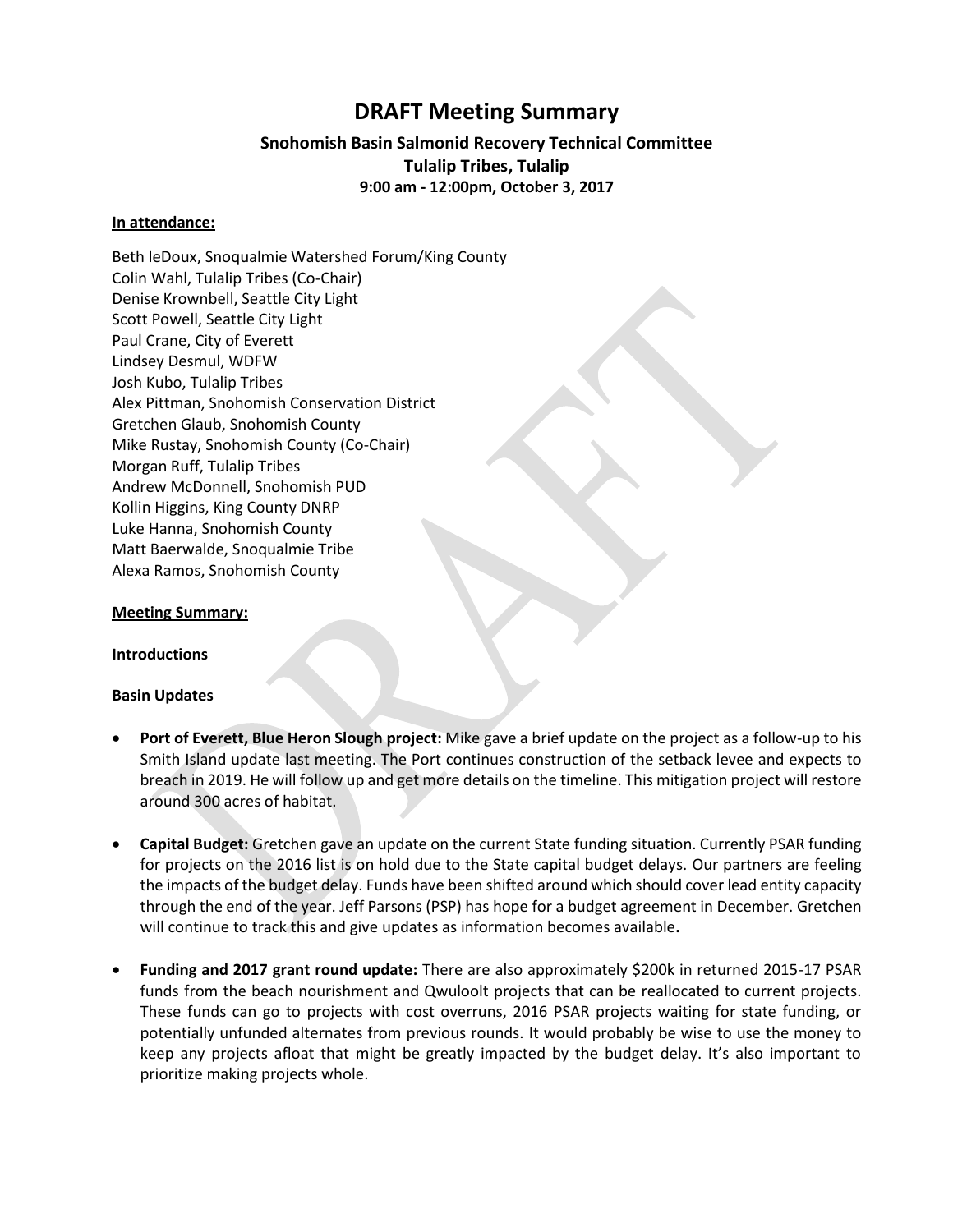# DRAFT Meeting Summary

## Snohomish Basin Salmonid Recovery Technical Committee
## Tulalip Tribes, Tulalip
## 9:00 am - 12:00pm, October 3, 2017

**In attendance:**

Beth leDoux, Snoqualmie Watershed Forum/King County
Colin Wahl, Tulalip Tribes (Co-Chair)
Denise Krownbell, Seattle City Light
Scott Powell, Seattle City Light
Paul Crane, City of Everett
Lindsey Desmul, WDFW
Josh Kubo, Tulalip Tribes
Alex Pittman, Snohomish Conservation District
Gretchen Glaub, Snohomish County
Mike Rustay, Snohomish County (Co-Chair)
Morgan Ruff, Tulalip Tribes
Andrew McDonnell, Snohomish PUD
Kollin Higgins, King County DNRP
Luke Hanna, Snohomish County
Matt Baerwalde, Snoqualmie Tribe
Alexa Ramos, Snohomish County

**Meeting Summary:**

**Introductions**

**Basin Updates**

- **Port of Everett, Blue Heron Slough project:** Mike gave a brief update on the project as a follow-up to his Smith Island update last meeting. The Port continues construction of the setback levee and expects to breach in 2019. He will follow up and get more details on the timeline. This mitigation project will restore around 300 acres of habitat.

- **Capital Budget:** Gretchen gave an update on the current State funding situation. Currently PSAR funding for projects on the 2016 list is on hold due to the State capital budget delays. Our partners are feeling the impacts of the budget delay. Funds have been shifted around which should cover lead entity capacity through the end of the year. Jeff Parsons (PSP) has hope for a budget agreement in December. Gretchen will continue to track this and give updates as information becomes available.

- **Funding and 2017 grant round update:** There are also approximately $200k in returned 2015-17 PSAR funds from the beach nourishment and Qwuloolt projects that can be reallocated to current projects. These funds can go to projects with cost overruns, 2016 PSAR projects waiting for state funding, or potentially unfunded alternates from previous rounds. It would probably be wise to use the money to keep any projects afloat that might be greatly impacted by the budget delay. It's also important to prioritize making projects whole.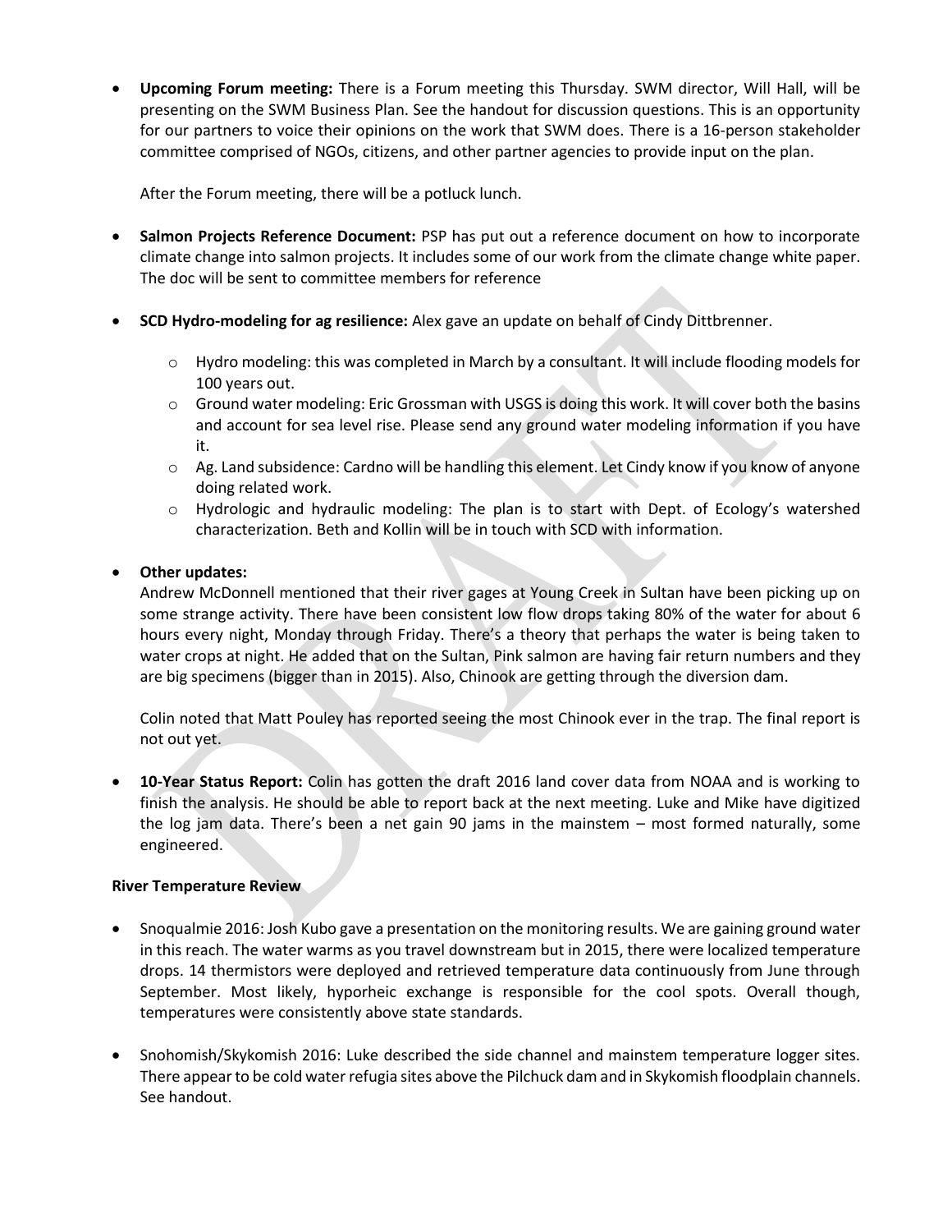- **Upcoming Forum meeting:** There is a Forum meeting this Thursday. SWM director, Will Hall, will be presenting on the SWM Business Plan. See the handout for discussion questions. This is an opportunity for our partners to voice their opinions on the work that SWM does. There is a 16-person stakeholder committee comprised of NGOs, citizens, and other partner agencies to provide input on the plan.

  After the Forum meeting, there will be a potluck lunch.

- **Salmon Projects Reference Document:** PSP has put out a reference document on how to incorporate climate change into salmon projects. It includes some of our work from the climate change white paper. The doc will be sent to committee members for reference

- **SCD Hydro-modeling for ag resilience:** Alex gave an update on behalf of Cindy Dittbrenner.
  - Hydro modeling: this was completed in March by a consultant. It will include flooding models for 100 years out.
  - Ground water modeling: Eric Grossman with USGS is doing this work. It will cover both the basins and account for sea level rise. Please send any ground water modeling information if you have it.
  - Ag. Land subsidence: Cardno will be handling this element. Let Cindy know if you know of anyone doing related work.
  - Hydrologic and hydraulic modeling: The plan is to start with Dept. of Ecology's watershed characterization. Beth and Kollin will be in touch with SCD with information.

- **Other updates:**
  Andrew McDonnell mentioned that their river gages at Young Creek in Sultan have been picking up on some strange activity. There have been consistent low flow drops taking 80% of the water for about 6 hours every night, Monday through Friday. There's a theory that perhaps the water is being taken to water crops at night. He added that on the Sultan, Pink salmon are having fair return numbers and they are big specimens (bigger than in 2015). Also, Chinook are getting through the diversion dam.

  Colin noted that Matt Pouley has reported seeing the most Chinook ever in the trap. The final report is not out yet.

- **10-Year Status Report:** Colin has gotten the draft 2016 land cover data from NOAA and is working to finish the analysis. He should be able to report back at the next meeting. Luke and Mike have digitized the log jam data. There's been a net gain 90 jams in the mainstem – most formed naturally, some engineered.

**River Temperature Review**

- Snoqualmie 2016: Josh Kubo gave a presentation on the monitoring results. We are gaining ground water in this reach. The water warms as you travel downstream but in 2015, there were localized temperature drops. 14 thermistors were deployed and retrieved temperature data continuously from June through September. Most likely, hyporheic exchange is responsible for the cool spots. Overall though, temperatures were consistently above state standards.

- Snohomish/Skykomish 2016: Luke described the side channel and mainstem temperature logger sites. There appear to be cold water refugia sites above the Pilchuck dam and in Skykomish floodplain channels. See handout.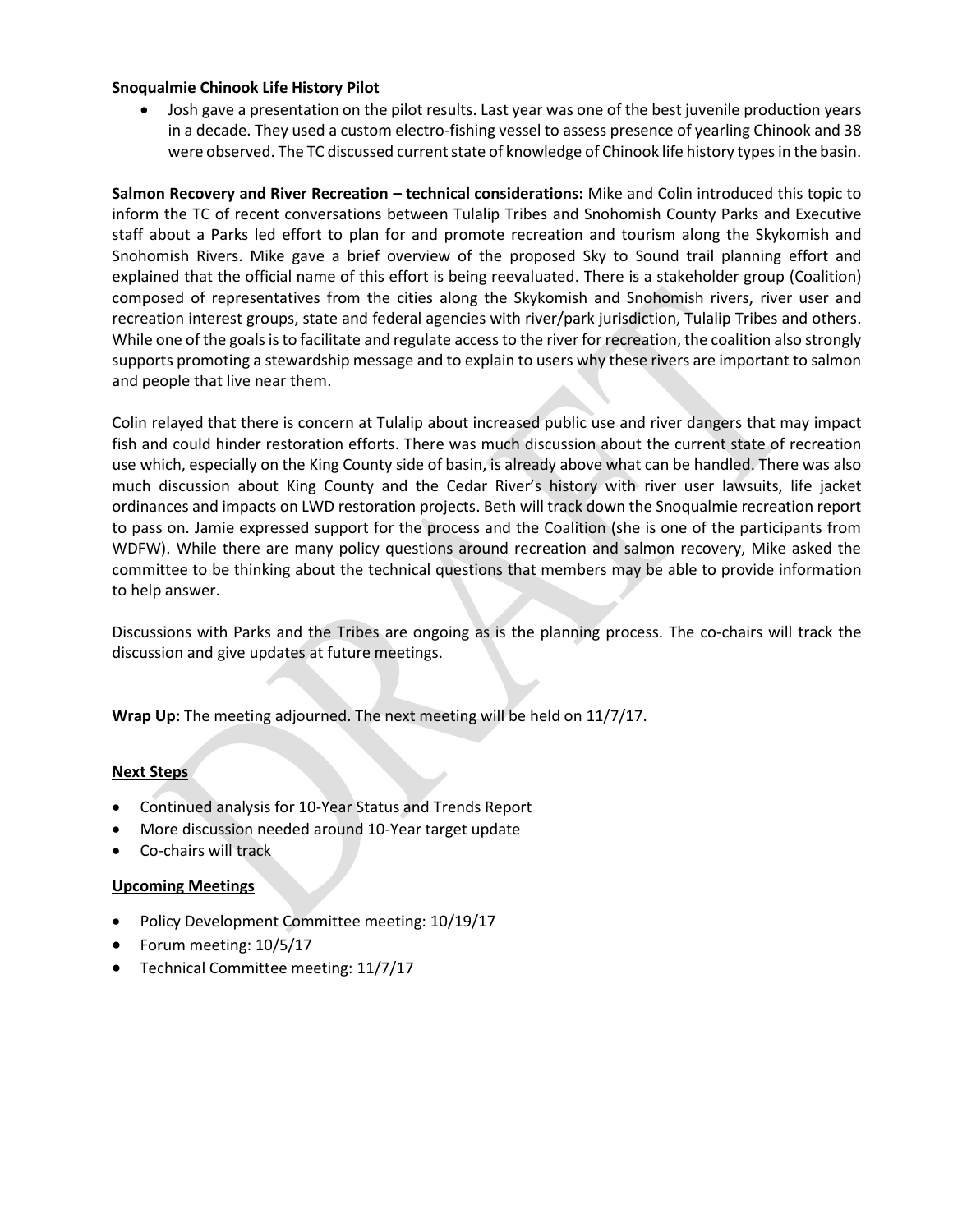**Snoqualmie Chinook Life History Pilot**

- Josh gave a presentation on the pilot results. Last year was one of the best juvenile production years in a decade. They used a custom electro-fishing vessel to assess presence of yearling Chinook and 38 were observed. The TC discussed current state of knowledge of Chinook life history types in the basin.

**Salmon Recovery and River Recreation – technical considerations:** Mike and Colin introduced this topic to inform the TC of recent conversations between Tulalip Tribes and Snohomish County Parks and Executive staff about a Parks led effort to plan for and promote recreation and tourism along the Skykomish and Snohomish Rivers. Mike gave a brief overview of the proposed Sky to Sound trail planning effort and explained that the official name of this effort is being reevaluated. There is a stakeholder group (Coalition) composed of representatives from the cities along the Skykomish and Snohomish rivers, river user and recreation interest groups, state and federal agencies with river/park jurisdiction, Tulalip Tribes and others. While one of the goals is to facilitate and regulate access to the river for recreation, the coalition also strongly supports promoting a stewardship message and to explain to users why these rivers are important to salmon and people that live near them.

Colin relayed that there is concern at Tulalip about increased public use and river dangers that may impact fish and could hinder restoration efforts. There was much discussion about the current state of recreation use which, especially on the King County side of basin, is already above what can be handled. There was also much discussion about King County and the Cedar River's history with river user lawsuits, life jacket ordinances and impacts on LWD restoration projects. Beth will track down the Snoqualmie recreation report to pass on. Jamie expressed support for the process and the Coalition (she is one of the participants from WDFW). While there are many policy questions around recreation and salmon recovery, Mike asked the committee to be thinking about the technical questions that members may be able to provide information to help answer.

Discussions with Parks and the Tribes are ongoing as is the planning process. The co-chairs will track the discussion and give updates at future meetings.

**Wrap Up:** The meeting adjourned. The next meeting will be held on 11/7/17.

**Next Steps**

- Continued analysis for 10-Year Status and Trends Report
- More discussion needed around 10-Year target update
- Co-chairs will track

**Upcoming Meetings**

- Policy Development Committee meeting: 10/19/17
- Forum meeting: 10/5/17
- Technical Committee meeting: 11/7/17